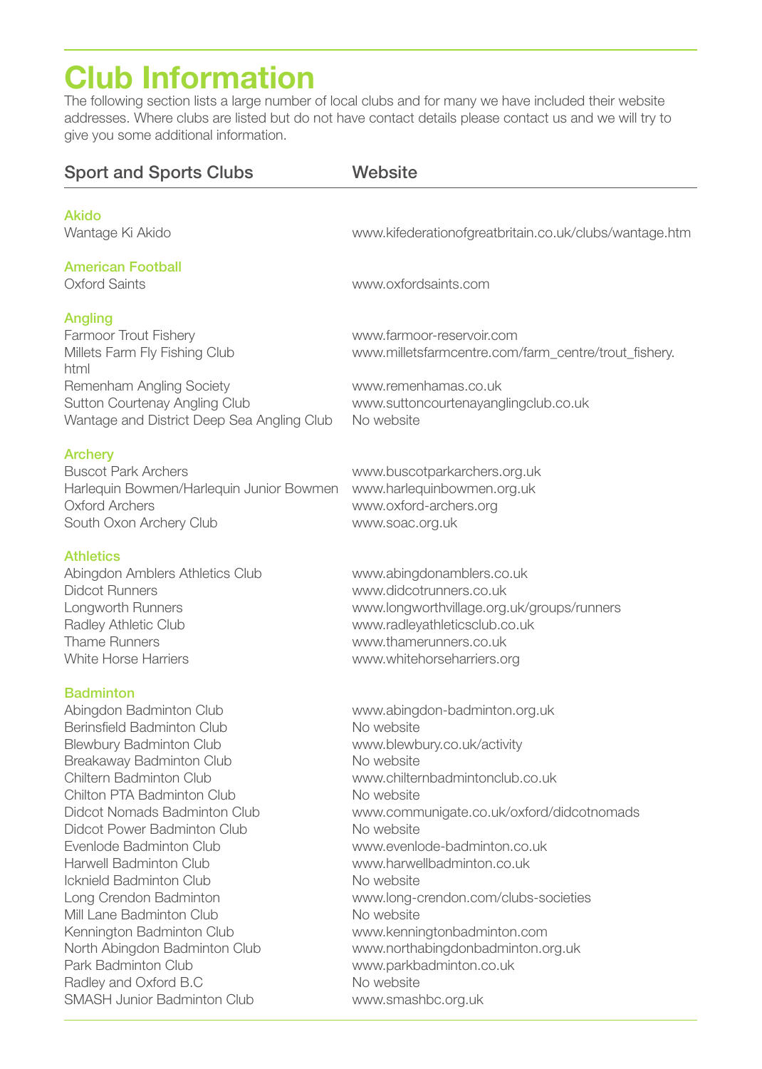# Club Information

The following section lists a large number of local clubs and for many we have included their website addresses. Where clubs are listed but do not have contact details please contact us and we will try to give you some additional information.

| Sport and Sports Clubs | Website |
|---|---|
| **Akido** | |
| Wantage Ki Akido | www.kifederationofgreatbritain.co.uk/clubs/wantage.htm |
| **American Football** | |
| Oxford Saints | www.oxfordsaints.com |
| **Angling** | |
| Farmoor Trout Fishery | www.farmoor-reservoir.com |
| Millets Farm Fly Fishing Club | www.milletsfarmcentre.com/farm_centre/trout_fishery.html |
| Remenham Angling Society | www.remenhamas.co.uk |
| Sutton Courtenay Angling Club | www.suttoncourtenayanglingclub.co.uk |
| Wantage and District Deep Sea Angling Club | No website |
| **Archery** | |
| Buscot Park Archers | www.buscotparkarchers.org.uk |
| Harlequin Bowmen/Harlequin Junior Bowmen | www.harlequinbowmen.org.uk |
| Oxford Archers | www.oxford-archers.org |
| South Oxon Archery Club | www.soac.org.uk |
| **Athletics** | |
| Abingdon Amblers Athletics Club | www.abingdonamblers.co.uk |
| Didcot Runners | www.didcotrunners.co.uk |
| Longworth Runners | www.longworthvillage.org.uk/groups/runners |
| Radley Athletic Club | www.radleyathleticsclub.co.uk |
| Thame Runners | www.thamerunners.co.uk |
| White Horse Harriers | www.whitehorseharriers.org |
| **Badminton** | |
| Abingdon Badminton Club | www.abingdon-badminton.org.uk |
| Berinsfield Badminton Club | No website |
| Blewbury Badminton Club | www.blewbury.co.uk/activity |
| Breakaway Badminton Club | No website |
| Chiltern Badminton Club | www.chilternbadmintonclub.co.uk |
| Chilton PTA Badminton Club | No website |
| Didcot Nomads Badminton Club | www.communigate.co.uk/oxford/didcotnomads |
| Didcot Power Badminton Club | No website |
| Evenlode Badminton Club | www.evenlode-badminton.co.uk |
| Harwell Badminton Club | www.harwellbadminton.co.uk |
| Icknield Badminton Club | No website |
| Long Crendon Badminton | www.long-crendon.com/clubs-societies |
| Mill Lane Badminton Club | No website |
| Kennington Badminton Club | www.kenningtonbadminton.com |
| North Abingdon Badminton Club | www.northabingdonbadminton.org.uk |
| Park Badminton Club | www.parkbadminton.co.uk |
| Radley and Oxford B.C | No website |
| SMASH Junior Badminton Club | www.smashbc.org.uk |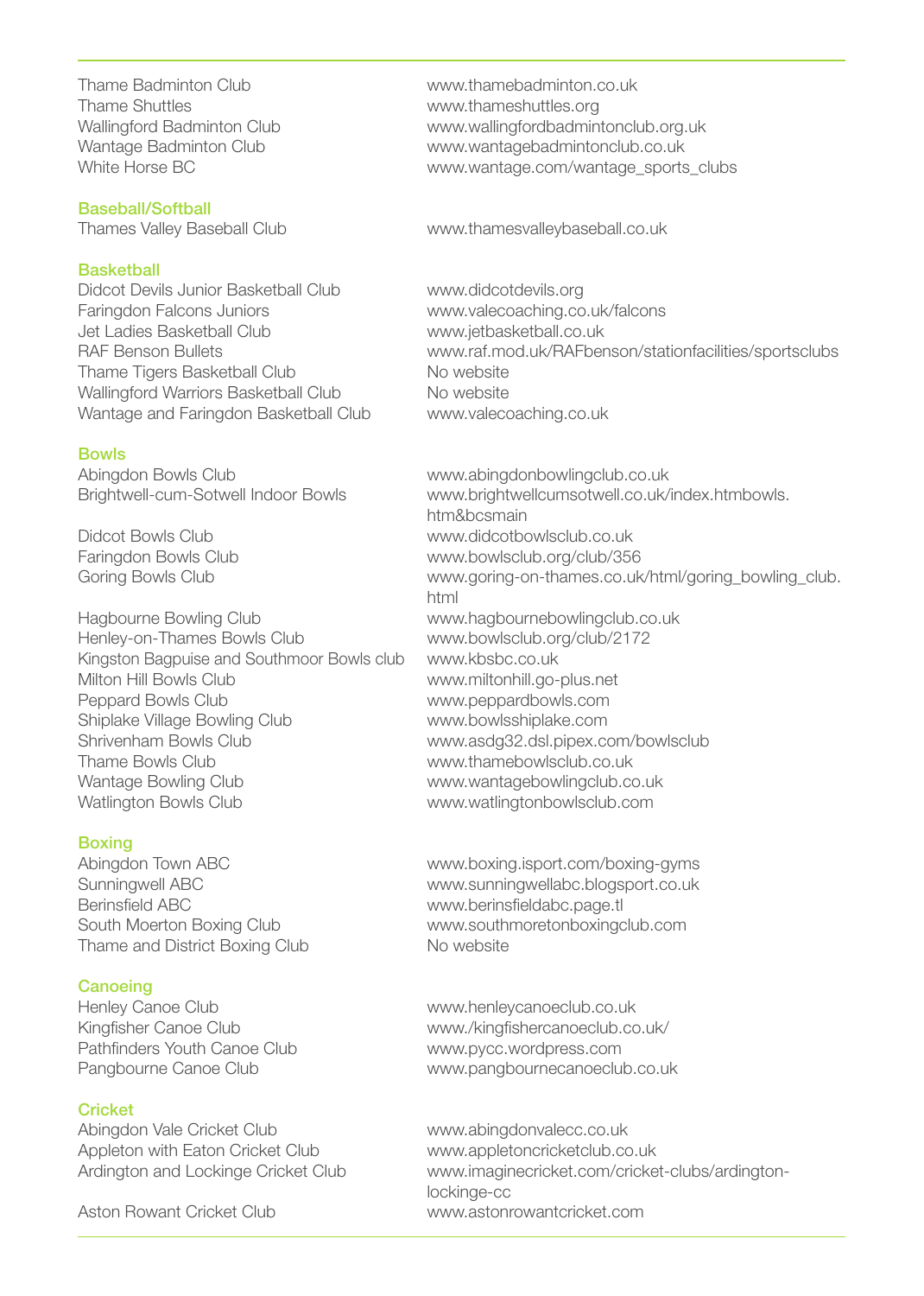| | |
|---|---|
| Thame Badminton Club | www.thamebadminton.co.uk |
| Thame Shuttles | www.thameshuttles.org |
| Wallingford Badminton Club | www.wallingfordbadmintonclub.org.uk |
| Wantage Badminton Club | www.wantagebadmintonclub.co.uk |
| White Horse BC | www.wantage.com/wantage_sports_clubs |

## Baseball/Softball

| | |
|---|---|
| Thames Valley Baseball Club | www.thamesvalleybaseball.co.uk |

## Basketball

| | |
|---|---|
| Didcot Devils Junior Basketball Club | www.didcotdevils.org |
| Faringdon Falcons Juniors | www.valecoaching.co.uk/falcons |
| Jet Ladies Basketball Club | www.jetbasketball.co.uk |
| RAF Benson Bullets | www.raf.mod.uk/RAFbenson/stationfacilities/sportsclubs |
| Thame Tigers Basketball Club | No website |
| Wallingford Warriors Basketball Club | No website |
| Wantage and Faringdon Basketball Club | www.valecoaching.co.uk |

## Bowls

| | |
|---|---|
| Abingdon Bowls Club | www.abingdonbowlingclub.co.uk |
| Brightwell-cum-Sotwell Indoor Bowls | www.brightwellcumsotwell.co.uk/index.htmbowls.htm&bcsmain |
| Didcot Bowls Club | www.didcotbowlsclub.co.uk |
| Faringdon Bowls Club | www.bowlsclub.org/club/356 |
| Goring Bowls Club | www.goring-on-thames.co.uk/html/goring_bowling_club.html |
| Hagbourne Bowling Club | www.hagbournebowlingclub.co.uk |
| Henley-on-Thames Bowls Club | www.bowlsclub.org/club/2172 |
| Kingston Bagpuise and Southmoor Bowls club | www.kbsbc.co.uk |
| Milton Hill Bowls Club | www.miltonhill.go-plus.net |
| Peppard Bowls Club | www.peppardbowls.com |
| Shiplake Village Bowling Club | www.bowlsshiplake.com |
| Shrivenham Bowls Club | www.asdg32.dsl.pipex.com/bowlsclub |
| Thame Bowls Club | www.thamebowlsclub.co.uk |
| Wantage Bowling Club | www.wantagebowlingclub.co.uk |
| Watlington Bowls Club | www.watlingtonbowlsclub.com |

## Boxing

| | |
|---|---|
| Abingdon Town ABC | www.boxing.isport.com/boxing-gyms |
| Sunningwell ABC | www.sunningwellabc.blogsport.co.uk |
| Berinsfield ABC | www.berinsfieldabc.page.tl |
| South Moerton Boxing Club | www.southmoretonboxingclub.com |
| Thame and District Boxing Club | No website |

## Canoeing

| | |
|---|---|
| Henley Canoe Club | www.henleycanoeclub.co.uk |
| Kingfisher Canoe Club | www./kingfishercanoeclub.co.uk/ |
| Pathfinders Youth Canoe Club | www.pycc.wordpress.com |
| Pangbourne Canoe Club | www.pangbournecanoeclub.co.uk |

## Cricket

| | |
|---|---|
| Abingdon Vale Cricket Club | www.abingdonvalecc.co.uk |
| Appleton with Eaton Cricket Club | www.appletoncricketclub.co.uk |
| Ardington and Lockinge Cricket Club | www.imaginecricket.com/cricket-clubs/ardington-lockinge-cc |
| Aston Rowant Cricket Club | www.astonrowantcricket.com |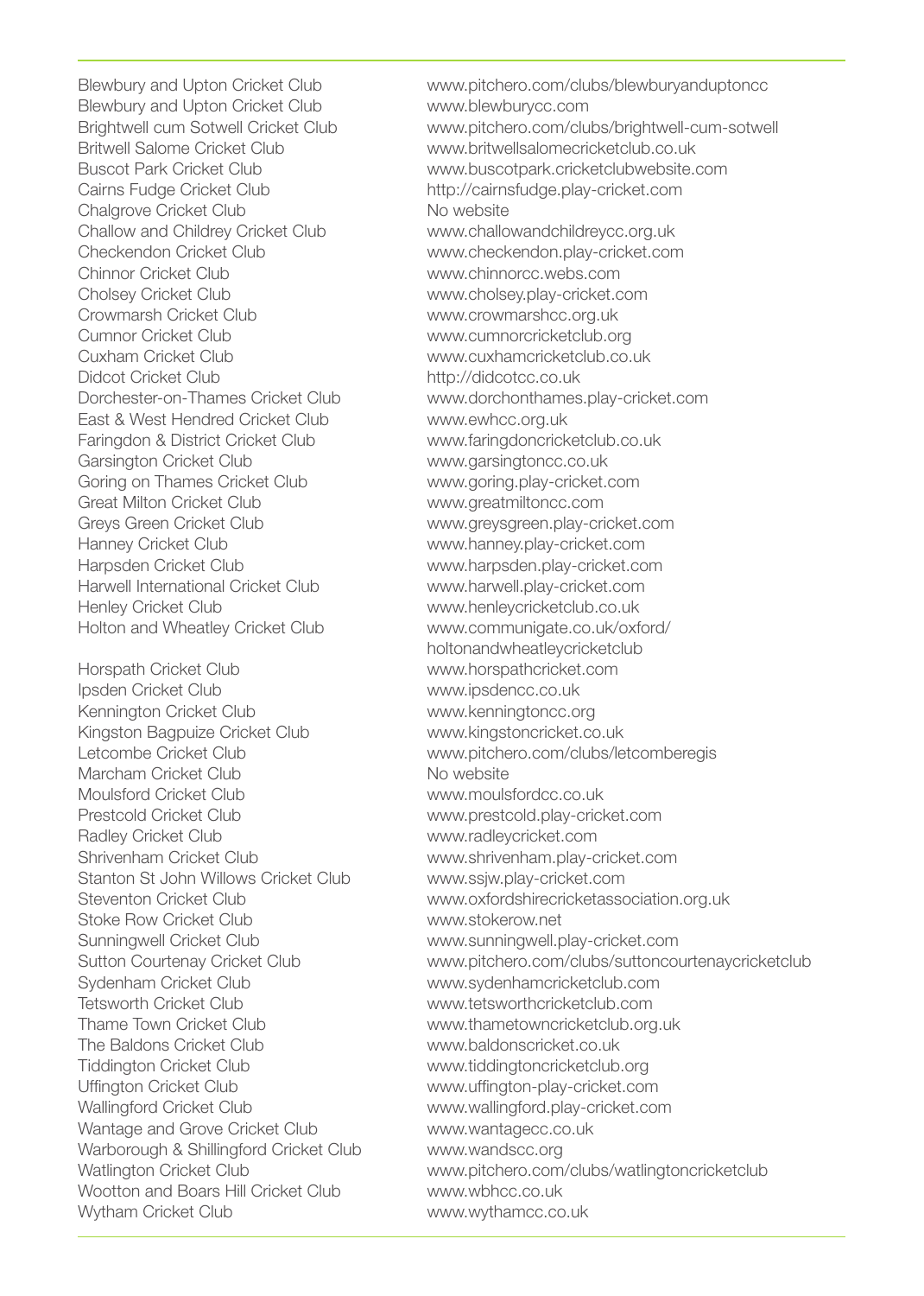| | |
|---|---|
| Blewbury and Upton Cricket Club | www.pitchero.com/clubs/blewburyanduptoncc |
| Blewbury and Upton Cricket Club | www.blewburycc.com |
| Brightwell cum Sotwell Cricket Club | www.pitchero.com/clubs/brightwell-cum-sotwell |
| Britwell Salome Cricket Club | www.britwellsalomecricketclub.co.uk |
| Buscot Park Cricket Club | www.buscotpark.cricketclubwebsite.com |
| Cairns Fudge Cricket Club | http://cairnsfudge.play-cricket.com |
| Chalgrove Cricket Club | No website |
| Challow and Childrey Cricket Club | www.challowandchildreycc.org.uk |
| Checkendon Cricket Club | www.checkendon.play-cricket.com |
| Chinnor Cricket Club | www.chinnorcc.webs.com |
| Cholsey Cricket Club | www.cholsey.play-cricket.com |
| Crowmarsh Cricket Club | www.crowmarshcc.org.uk |
| Cumnor Cricket Club | www.cumnorcricketclub.org |
| Cuxham Cricket Club | www.cuxhamcricketclub.co.uk |
| Didcot Cricket Club | http://didcotcc.co.uk |
| Dorchester-on-Thames Cricket Club | www.dorchonthames.play-cricket.com |
| East & West Hendred Cricket Club | www.ewhcc.org.uk |
| Faringdon & District Cricket Club | www.faringdoncricketclub.co.uk |
| Garsington Cricket Club | www.garsingtoncc.co.uk |
| Goring on Thames Cricket Club | www.goring.play-cricket.com |
| Great Milton Cricket Club | www.greatmiltoncc.com |
| Greys Green Cricket Club | www.greysgreen.play-cricket.com |
| Hanney Cricket Club | www.hanney.play-cricket.com |
| Harpsden Cricket Club | www.harpsden.play-cricket.com |
| Harwell International Cricket Club | www.harwell.play-cricket.com |
| Henley Cricket Club | www.henleycricketclub.co.uk |
| Holton and Wheatley Cricket Club | www.communigate.co.uk/oxford/holtonandwheatleycricketclub |
| Horspath Cricket Club | www.horspathcricket.com |
| Ipsden Cricket Club | www.ipsdencc.co.uk |
| Kennington Cricket Club | www.kenningtoncc.org |
| Kingston Bagpuize Cricket Club | www.kingstoncricket.co.uk |
| Letcombe Cricket Club | www.pitchero.com/clubs/letcomberegis |
| Marcham Cricket Club | No website |
| Moulsford Cricket Club | www.moulsfordcc.co.uk |
| Prestcold Cricket Club | www.prestcold.play-cricket.com |
| Radley Cricket Club | www.radleycricket.com |
| Shrivenham Cricket Club | www.shrivenham.play-cricket.com |
| Stanton St John Willows Cricket Club | www.ssjw.play-cricket.com |
| Steventon Cricket Club | www.oxfordshirecricketassociation.org.uk |
| Stoke Row Cricket Club | www.stokerow.net |
| Sunningwell Cricket Club | www.sunningwell.play-cricket.com |
| Sutton Courtenay Cricket Club | www.pitchero.com/clubs/suttoncourtenaycricketclub |
| Sydenham Cricket Club | www.sydenhamcricketclub.com |
| Tetsworth Cricket Club | www.tetsworthcricketclub.com |
| Thame Town Cricket Club | www.thametowncricketclub.org.uk |
| The Baldons Cricket Club | www.baldonscricket.co.uk |
| Tiddington Cricket Club | www.tiddingtoncricketclub.org |
| Uffington Cricket Club | www.uffington-play-cricket.com |
| Wallingford Cricket Club | www.wallingford.play-cricket.com |
| Wantage and Grove Cricket Club | www.wantagecc.co.uk |
| Warborough & Shillingford Cricket Club | www.wandscc.org |
| Watlington Cricket Club | www.pitchero.com/clubs/watlingtoncricketclub |
| Wootton and Boars Hill Cricket Club | www.wbhcc.co.uk |
| Wytham Cricket Club | www.wythamcc.co.uk |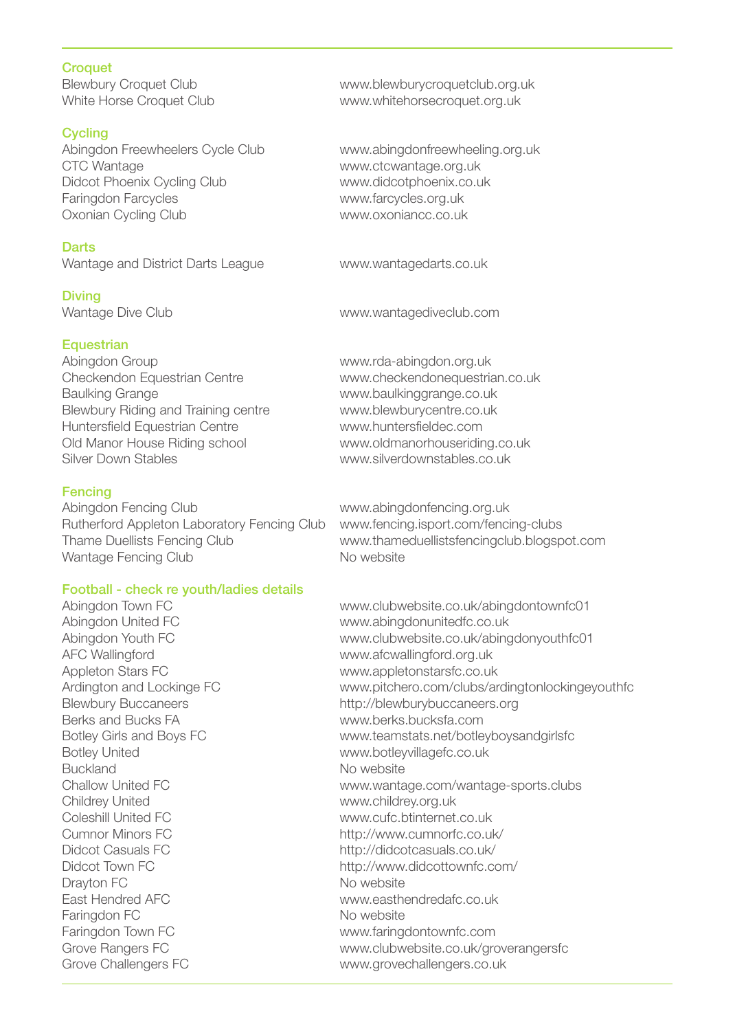## Croquet

| | |
|---|---|
| Blewbury Croquet Club | www.blewburycroquetclub.org.uk |
| White Horse Croquet Club | www.whitehorsecroquet.org.uk |

## Cycling

| | |
|---|---|
| Abingdon Freewheelers Cycle Club | www.abingdonfreewheeling.org.uk |
| CTC Wantage | www.ctcwantage.org.uk |
| Didcot Phoenix Cycling Club | www.didcotphoenix.co.uk |
| Faringdon Farcycles | www.farcycles.org.uk |
| Oxonian Cycling Club | www.oxoniancc.co.uk |

## Darts

| | |
|---|---|
| Wantage and District Darts League | www.wantagedarts.co.uk |

## Diving

| | |
|---|---|
| Wantage Dive Club | www.wantagediveclub.com |

## Equestrian

| | |
|---|---|
| Abingdon Group | www.rda-abingdon.org.uk |
| Checkendon Equestrian Centre | www.checkendonequestrian.co.uk |
| Baulking Grange | www.baulkinggrange.co.uk |
| Blewbury Riding and Training centre | www.blewburycentre.co.uk |
| Huntersfield Equestrian Centre | www.huntersfieldec.com |
| Old Manor House Riding school | www.oldmanorhouseriding.co.uk |
| Silver Down Stables | www.silverdownstables.co.uk |

## Fencing

| | |
|---|---|
| Abingdon Fencing Club | www.abingdonfencing.org.uk |
| Rutherford Appleton Laboratory Fencing Club | www.fencing.isport.com/fencing-clubs |
| Thame Duellists Fencing Club | www.thameduellistsfencingclub.blogspot.com |
| Wantage Fencing Club | No website |

## Football - check re youth/ladies details

| | |
|---|---|
| Abingdon Town FC | www.clubwebsite.co.uk/abingdontownfc01 |
| Abingdon United FC | www.abingdonunitedfc.co.uk |
| Abingdon Youth FC | www.clubwebsite.co.uk/abingdonyouthfc01 |
| AFC Wallingford | www.afcwallingford.org.uk |
| Appleton Stars FC | www.appletonstarsfc.co.uk |
| Ardington and Lockinge FC | www.pitchero.com/clubs/ardingtonlockingeyouthfc |
| Blewbury Buccaneers | http://blewburybuccaneers.org |
| Berks and Bucks FA | www.berks.bucksfa.com |
| Botley Girls and Boys FC | www.teamstats.net/botleyboysandgirlsfc |
| Botley United | www.botleyvillagefc.co.uk |
| Buckland | No website |
| Challow United FC | www.wantage.com/wantage-sports.clubs |
| Childrey United | www.childrey.org.uk |
| Coleshill United FC | www.cufc.btinternet.co.uk |
| Cumnor Minors FC | http://www.cumnorfc.co.uk/ |
| Didcot Casuals FC | http://didcotcasuals.co.uk/ |
| Didcot Town FC | http://www.didcottownfc.com/ |
| Drayton FC | No website |
| East Hendred AFC | www.easthendredafc.co.uk |
| Faringdon FC | No website |
| Faringdon Town FC | www.faringdontownfc.com |
| Grove Rangers FC | www.clubwebsite.co.uk/groverangersfc |
| Grove Challengers FC | www.grovechallengers.co.uk |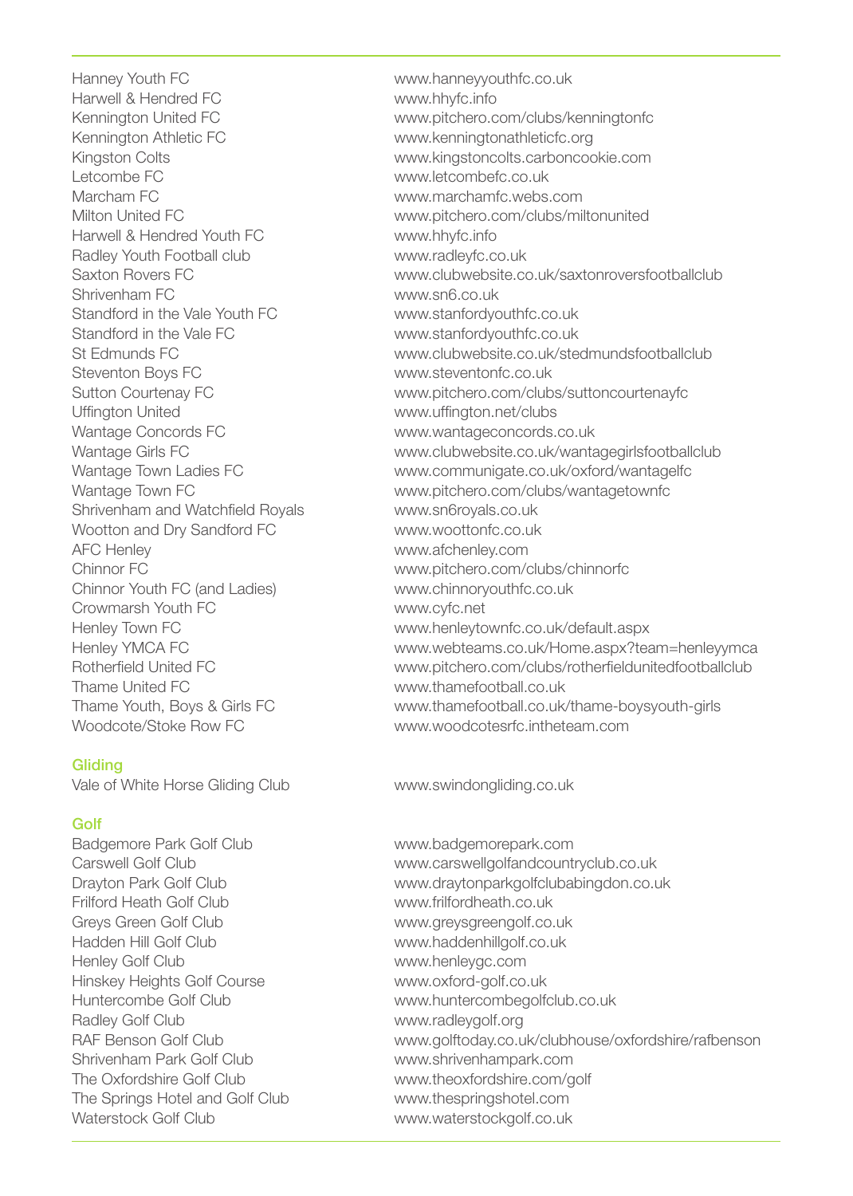| | |
|---|---|
| Hanney Youth FC | www.hanneyyouthfc.co.uk |
| Harwell & Hendred FC | www.hhyfc.info |
| Kennington United FC | www.pitchero.com/clubs/kenningtonfc |
| Kennington Athletic FC | www.kenningtonathleticfc.org |
| Kingston Colts | www.kingstoncolts.carboncookie.com |
| Letcombe FC | www.letcombefc.co.uk |
| Marcham FC | www.marchamfc.webs.com |
| Milton United FC | www.pitchero.com/clubs/miltonunited |
| Harwell & Hendred Youth FC | www.hhyfc.info |
| Radley Youth Football club | www.radleyfc.co.uk |
| Saxton Rovers FC | www.clubwebsite.co.uk/saxtonroversfootballclub |
| Shrivenham FC | www.sn6.co.uk |
| Standford in the Vale Youth FC | www.stanfordyouthfc.co.uk |
| Standford in the Vale FC | www.stanfordyouthfc.co.uk |
| St Edmunds FC | www.clubwebsite.co.uk/stedmundsfootballclub |
| Steventon Boys FC | www.steventonfc.co.uk |
| Sutton Courtenay FC | www.pitchero.com/clubs/suttoncourtenayfc |
| Uffington United | www.uffington.net/clubs |
| Wantage Concords FC | www.wantageconcords.co.uk |
| Wantage Girls FC | www.clubwebsite.co.uk/wantagegirlsfootballclub |
| Wantage Town Ladies FC | www.communigate.co.uk/oxford/wantagelfc |
| Wantage Town FC | www.pitchero.com/clubs/wantagetownfc |
| Shrivenham and Watchfield Royals | www.sn6royals.co.uk |
| Wootton and Dry Sandford FC | www.woottonfc.co.uk |
| AFC Henley | www.afchenley.com |
| Chinnor FC | www.pitchero.com/clubs/chinnorfc |
| Chinnor Youth FC (and Ladies) | www.chinnoryouthfc.co.uk |
| Crowmarsh Youth FC | www.cyfc.net |
| Henley Town FC | www.henleytownfc.co.uk/default.aspx |
| Henley YMCA FC | www.webteams.co.uk/Home.aspx?team=henleyymca |
| Rotherfield United FC | www.pitchero.com/clubs/rotherfieldunitedfootballclub |
| Thame United FC | www.thamefootball.co.uk |
| Thame Youth, Boys & Girls FC | www.thamefootball.co.uk/thame-boysyouth-girls |
| Woodcote/Stoke Row FC | www.woodcotesrfc.intheteam.com |

## Gliding

| | |
|---|---|
| Vale of White Horse Gliding Club | www.swindongliding.co.uk |

## Golf

| | |
|---|---|
| Badgemore Park Golf Club | www.badgemorepark.com |
| Carswell Golf Club | www.carswellgolfandcountryclub.co.uk |
| Drayton Park Golf Club | www.draytonparkgolfclubabingdon.co.uk |
| Frilford Heath Golf Club | www.frilfordheath.co.uk |
| Greys Green Golf Club | www.greysgreengolf.co.uk |
| Hadden Hill Golf Club | www.haddenhillgolf.co.uk |
| Henley Golf Club | www.henleygc.com |
| Hinskey Heights Golf Course | www.oxford-golf.co.uk |
| Huntercombe Golf Club | www.huntercombegolfclub.co.uk |
| Radley Golf Club | www.radleygolf.org |
| RAF Benson Golf Club | www.golftoday.co.uk/clubhouse/oxfordshire/rafbenson |
| Shrivenham Park Golf Club | www.shrivenhampark.com |
| The Oxfordshire Golf Club | www.theoxfordshire.com/golf |
| The Springs Hotel and Golf Club | www.thespringshotel.com |
| Waterstock Golf Club | www.waterstockgolf.co.uk |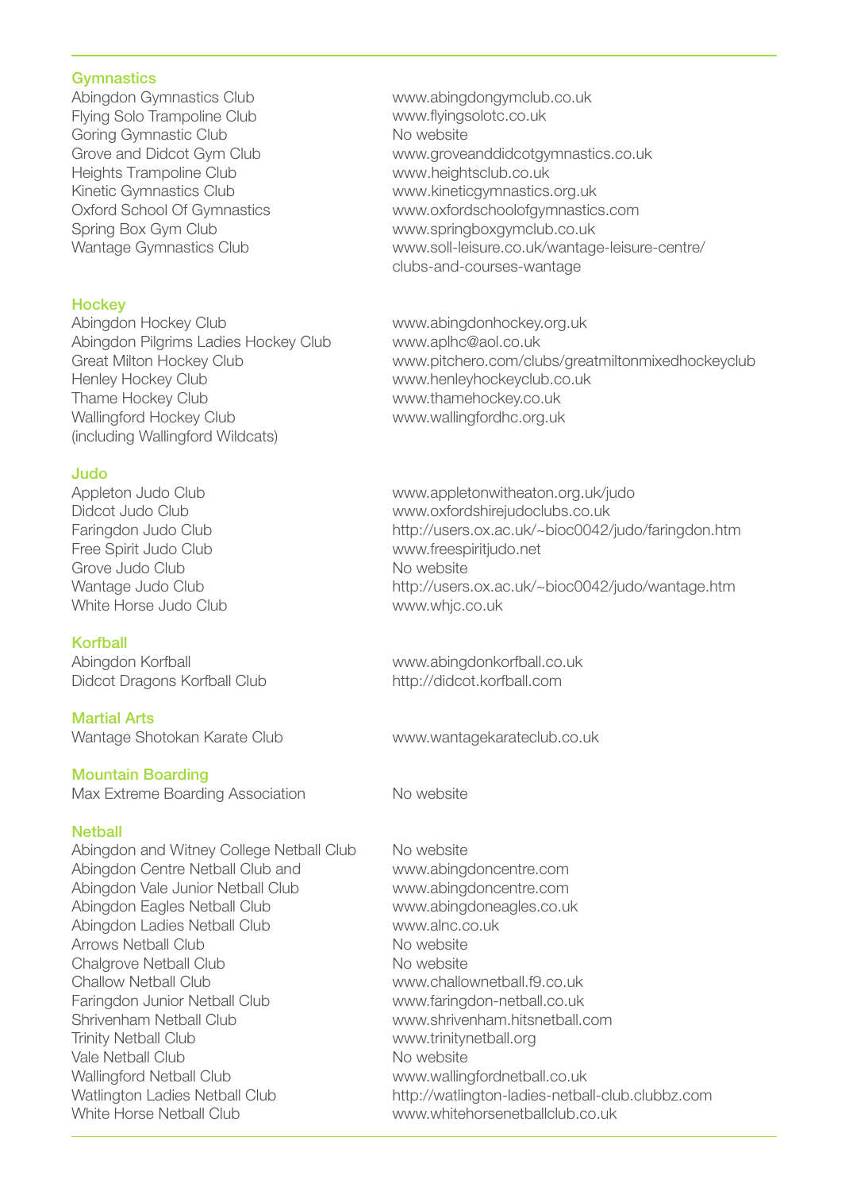## Gymnastics

| Club | Website |
| --- | --- |
| Abingdon Gymnastics Club | www.abingdongymclub.co.uk |
| Flying Solo Trampoline Club | www.flyingsolotc.co.uk |
| Goring Gymnastic Club | No website |
| Grove and Didcot Gym Club | www.groveanddidcotgymnastics.co.uk |
| Heights Trampoline Club | www.heightsclub.co.uk |
| Kinetic Gymnastics Club | www.kineticgymnastics.org.uk |
| Oxford School Of Gymnastics | www.oxfordschoolofgymnastics.com |
| Spring Box Gym Club | www.springboxgymclub.co.uk |
| Wantage Gymnastics Club | www.soll-leisure.co.uk/wantage-leisure-centre/clubs-and-courses-wantage |

## Hockey

| Club | Website |
| --- | --- |
| Abingdon Hockey Club | www.abingdonhockey.org.uk |
| Abingdon Pilgrims Ladies Hockey Club | www.aplhc@aol.co.uk |
| Great Milton Hockey Club | www.pitchero.com/clubs/greatmiltonmixedhockeyclub |
| Henley Hockey Club | www.henleyhockeyclub.co.uk |
| Thame Hockey Club | www.thamehockey.co.uk |
| Wallingford Hockey Club (including Wallingford Wildcats) | www.wallingfordhc.org.uk |

## Judo

| Club | Website |
| --- | --- |
| Appleton Judo Club | www.appletonwitheaton.org.uk/judo |
| Didcot Judo Club | www.oxfordshirejudoclubs.co.uk |
| Faringdon Judo Club | http://users.ox.ac.uk/~bioc0042/judo/faringdon.htm |
| Free Spirit Judo Club | www.freespiritjudo.net |
| Grove Judo Club | No website |
| Wantage Judo Club | http://users.ox.ac.uk/~bioc0042/judo/wantage.htm |
| White Horse Judo Club | www.whjc.co.uk |

## Korfball

| Club | Website |
| --- | --- |
| Abingdon Korfball | www.abingdonkorfball.co.uk |
| Didcot Dragons Korfball Club | http://didcot.korfball.com |

## Martial Arts

| Club | Website |
| --- | --- |
| Wantage Shotokan Karate Club | www.wantagekarateclub.co.uk |

## Mountain Boarding

| Club | Website |
| --- | --- |
| Max Extreme Boarding Association | No website |

## Netball

| Club | Website |
| --- | --- |
| Abingdon and Witney College Netball Club | No website |
| Abingdon Centre Netball Club and | www.abingdoncentre.com |
| Abingdon Vale Junior Netball Club | www.abingdoncentre.com |
| Abingdon Eagles Netball Club | www.abingdoneagles.co.uk |
| Abingdon Ladies Netball Club | www.alnc.co.uk |
| Arrows Netball Club | No website |
| Chalgrove Netball Club | No website |
| Challow Netball Club | www.challownetball.f9.co.uk |
| Faringdon Junior Netball Club | www.faringdon-netball.co.uk |
| Shrivenham Netball Club | www.shrivenham.hitsnetball.com |
| Trinity Netball Club | www.trinitynetball.org |
| Vale Netball Club | No website |
| Wallingford Netball Club | www.wallingfordnetball.co.uk |
| Watlington Ladies Netball Club | http://watlington-ladies-netball-club.clubbz.com |
| White Horse Netball Club | www.whitehorsenetballclub.co.uk |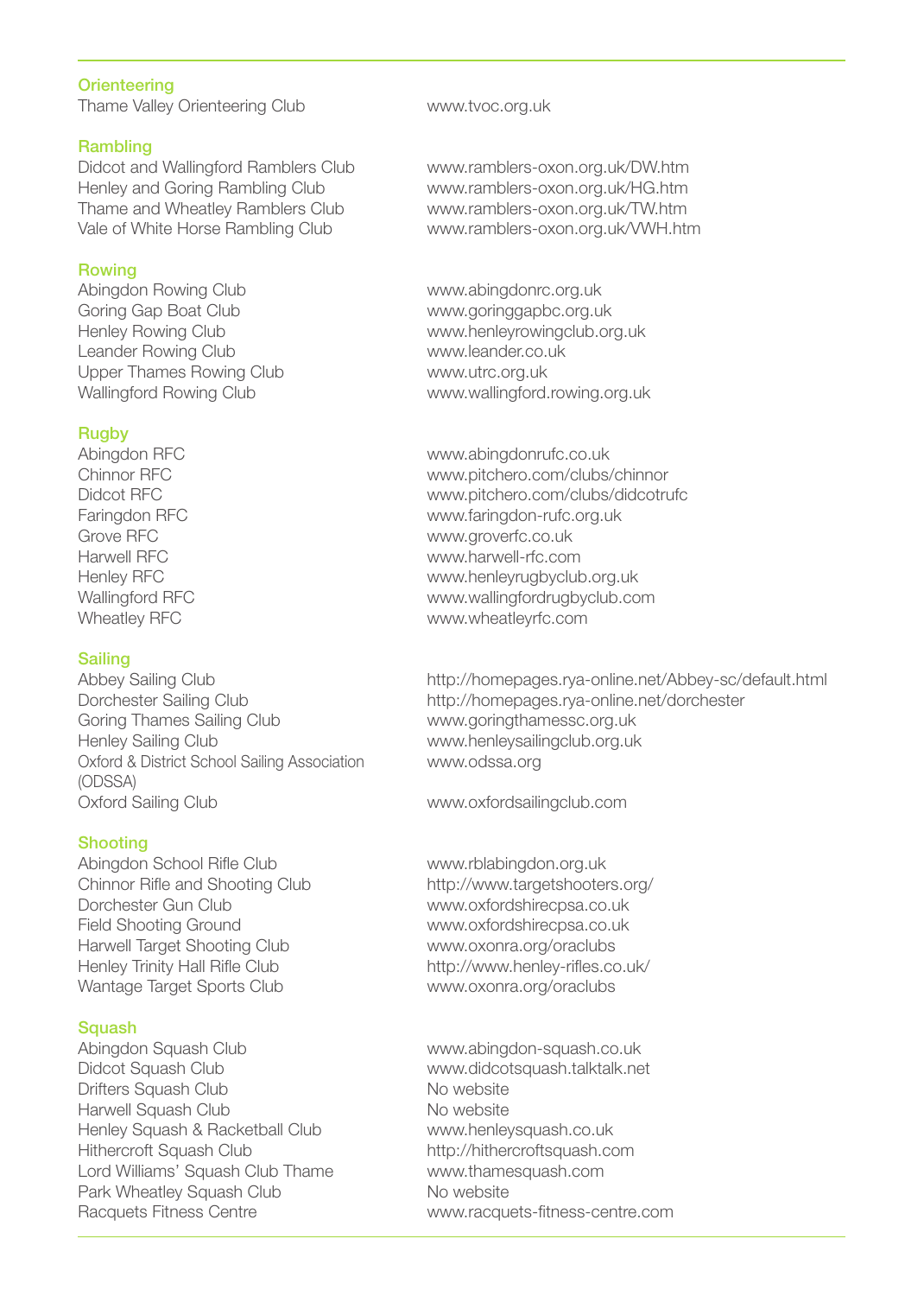## Orienteering

| | |
|---|---|
| Thame Valley Orienteering Club | www.tvoc.org.uk |

## Rambling

| | |
|---|---|
| Didcot and Wallingford Ramblers Club | www.ramblers-oxon.org.uk/DW.htm |
| Henley and Goring Rambling Club | www.ramblers-oxon.org.uk/HG.htm |
| Thame and Wheatley Ramblers Club | www.ramblers-oxon.org.uk/TW.htm |
| Vale of White Horse Rambling Club | www.ramblers-oxon.org.uk/VWH.htm |

## Rowing

| | |
|---|---|
| Abingdon Rowing Club | www.abingdonrc.org.uk |
| Goring Gap Boat Club | www.goringgapbc.org.uk |
| Henley Rowing Club | www.henleyrowingclub.org.uk |
| Leander Rowing Club | www.leander.co.uk |
| Upper Thames Rowing Club | www.utrc.org.uk |
| Wallingford Rowing Club | www.wallingford.rowing.org.uk |

## Rugby

| | |
|---|---|
| Abingdon RFC | www.abingdonrufc.co.uk |
| Chinnor RFC | www.pitchero.com/clubs/chinnor |
| Didcot RFC | www.pitchero.com/clubs/didcotrufc |
| Faringdon RFC | www.faringdon-rufc.org.uk |
| Grove RFC | www.groverfc.co.uk |
| Harwell RFC | www.harwell-rfc.com |
| Henley RFC | www.henleyrugbyclub.org.uk |
| Wallingford RFC | www.wallingfordrugbyclub.com |
| Wheatley RFC | www.wheatleyrfc.com |

## Sailing

| | |
|---|---|
| Abbey Sailing Club | http://homepages.rya-online.net/Abbey-sc/default.html |
| Dorchester Sailing Club | http://homepages.rya-online.net/dorchester |
| Goring Thames Sailing Club | www.goringthamessc.org.uk |
| Henley Sailing Club | www.henleysailingclub.org.uk |
| Oxford & District School Sailing Association (ODSSA) | www.odssa.org |
| Oxford Sailing Club | www.oxfordsailingclub.com |

## Shooting

| | |
|---|---|
| Abingdon School Rifle Club | www.rblabingdon.org.uk |
| Chinnor Rifle and Shooting Club | http://www.targetshooters.org/ |
| Dorchester Gun Club | www.oxfordshirecpsa.co.uk |
| Field Shooting Ground | www.oxfordshirecpsa.co.uk |
| Harwell Target Shooting Club | www.oxonra.org/oraclubs |
| Henley Trinity Hall Rifle Club | http://www.henley-rifles.co.uk/ |
| Wantage Target Sports Club | www.oxonra.org/oraclubs |

## Squash

| | |
|---|---|
| Abingdon Squash Club | www.abingdon-squash.co.uk |
| Didcot Squash Club | www.didcotsquash.talktalk.net |
| Drifters Squash Club | No website |
| Harwell Squash Club | No website |
| Henley Squash & Racketball Club | www.henleysquash.co.uk |
| Hithercroft Squash Club | http://hithercroftsquash.com |
| Lord Williams' Squash Club Thame | www.thamesquash.com |
| Park Wheatley Squash Club | No website |
| Racquets Fitness Centre | www.racquets-fitness-centre.com |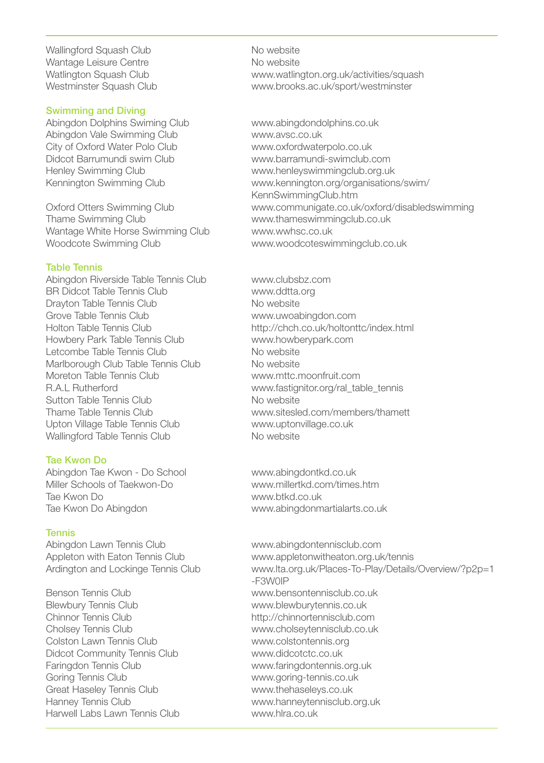| | |
|---|---|
| Wallingford Squash Club | No website |
| Wantage Leisure Centre | No website |
| Watlington Squash Club | www.watlington.org.uk/activities/squash |
| Westminster Squash Club | www.brooks.ac.uk/sport/westminster |

## Swimming and Diving

| | |
|---|---|
| Abingdon Dolphins Swiming Club | www.abingdondolphins.co.uk |
| Abingdon Vale Swimming Club | www.avsc.co.uk |
| City of Oxford Water Polo Club | www.oxfordwaterpolo.co.uk |
| Didcot Barrumundi swim Club | www.barramundi-swimclub.com |
| Henley Swimming Club | www.henleyswimmingclub.org.uk |
| Kennington Swimming Club | www.kennington.org/organisations/swim/KennSwimmingClub.htm |
| Oxford Otters Swimming Club | www.communigate.co.uk/oxford/disabledswimming |
| Thame Swimming Club | www.thameswimmingclub.co.uk |
| Wantage White Horse Swimming Club | www.wwhsc.co.uk |
| Woodcote Swimming Club | www.woodcoteswimmingclub.co.uk |

## Table Tennis

| | |
|---|---|
| Abingdon Riverside Table Tennis Club | www.clubsbz.com |
| BR Didcot Table Tennis Club | www.ddtta.org |
| Drayton Table Tennis Club | No website |
| Grove Table Tennis Club | www.uwoabingdon.com |
| Holton Table Tennis Club | http://chch.co.uk/holtonttc/index.html |
| Howbery Park Table Tennis Club | www.howberypark.com |
| Letcombe Table Tennis Club | No website |
| Marlborough Club Table Tennis Club | No website |
| Moreton Table Tennis Club | www.mttc.moonfruit.com |
| R.A.L Rutherford | www.fastignitor.org/ral_table_tennis |
| Sutton Table Tennis Club | No website |
| Thame Table Tennis Club | www.sitesled.com/members/thamett |
| Upton Village Table Tennis Club | www.uptonvillage.co.uk |
| Wallingford Table Tennis Club | No website |

## Tae Kwon Do

| | |
|---|---|
| Abingdon Tae Kwon - Do School | www.abingdontkd.co.uk |
| Miller Schools of Taekwon-Do | www.millertkd.com/times.htm |
| Tae Kwon Do | www.btkd.co.uk |
| Tae Kwon Do Abingdon | www.abingdonmartialarts.co.uk |

## Tennis

| | |
|---|---|
| Abingdon Lawn Tennis Club | www.abingdontennisclub.com |
| Appleton with Eaton Tennis Club | www.appletonwitheaton.org.uk/tennis |
| Ardington and Lockinge Tennis Club | www.lta.org.uk/Places-To-Play/Details/Overview/?p2p=1-F3W0IP |
| Benson Tennis Club | www.bensontennisclub.co.uk |
| Blewbury Tennis Club | www.blewburytennis.co.uk |
| Chinnor Tennis Club | http://chinnortennisclub.com |
| Cholsey Tennis Club | www.cholseytennisclub.co.uk |
| Colston Lawn Tennis Club | www.colstontennis.org |
| Didcot Community Tennis Club | www.didcotctc.co.uk |
| Faringdon Tennis Club | www.faringdontennis.org.uk |
| Goring Tennis Club | www.goring-tennis.co.uk |
| Great Haseley Tennis Club | www.thehaseleys.co.uk |
| Hanney Tennis Club | www.hanneytennisclub.org.uk |
| Harwell Labs Lawn Tennis Club | www.hlra.co.uk |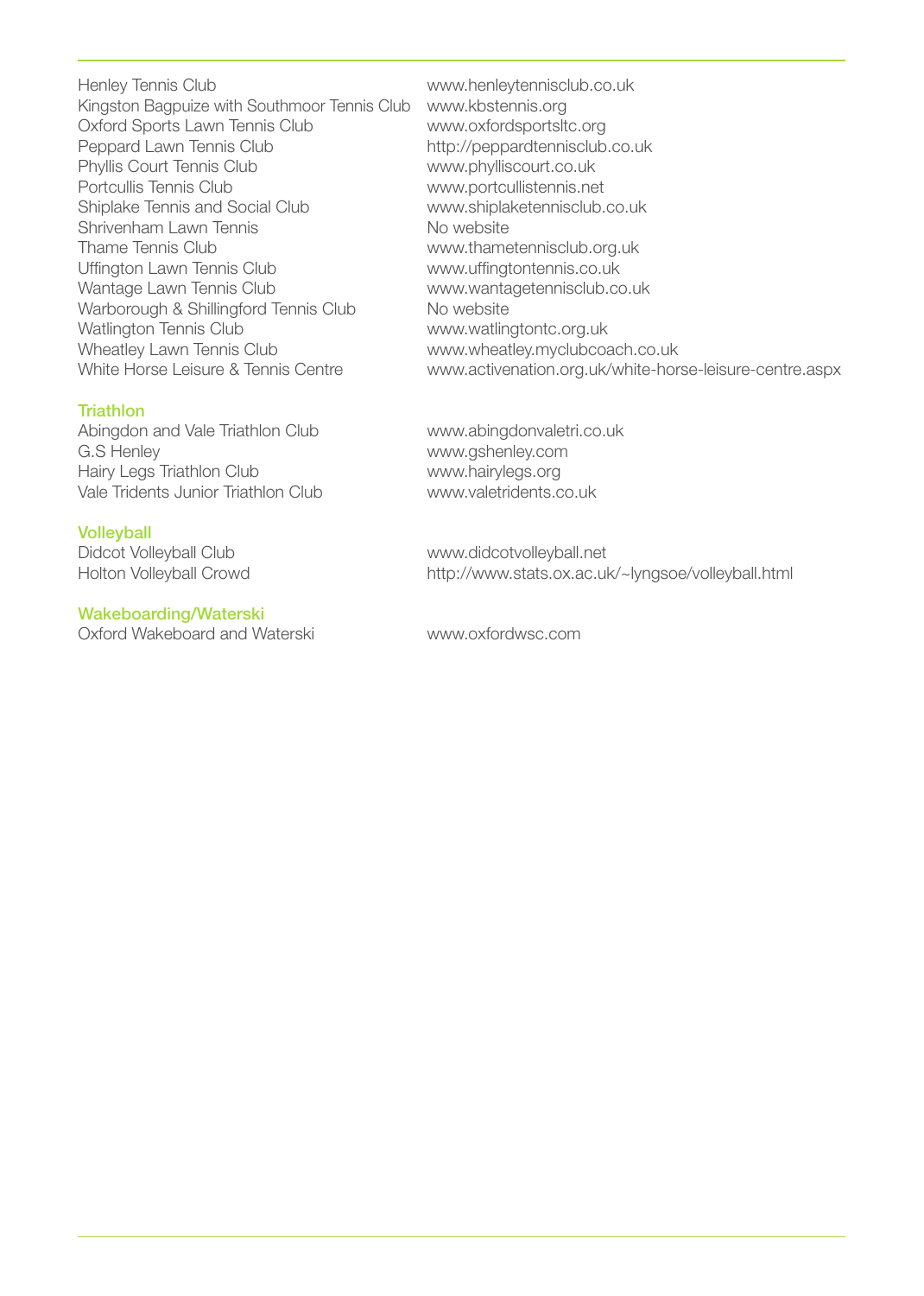| | |
|---|---|
| Henley Tennis Club | www.henleytennisclub.co.uk |
| Kingston Bagpuize with Southmoor Tennis Club | www.kbstennis.org |
| Oxford Sports Lawn Tennis Club | www.oxfordsportsltc.org |
| Peppard Lawn Tennis Club | http://peppardtennisclub.co.uk |
| Phyllis Court Tennis Club | www.phylliscourt.co.uk |
| Portcullis Tennis Club | www.portcullistennis.net |
| Shiplake Tennis and Social Club | www.shiplaketennisclub.co.uk |
| Shrivenham Lawn Tennis | No website |
| Thame Tennis Club | www.thametennisclub.org.uk |
| Uffington Lawn Tennis Club | www.uffingtontennis.co.uk |
| Wantage Lawn Tennis Club | www.wantagetennisclub.co.uk |
| Warborough & Shillingford Tennis Club | No website |
| Watlington Tennis Club | www.watlingtontc.org.uk |
| Wheatley Lawn Tennis Club | www.wheatley.myclubcoach.co.uk |
| White Horse Leisure & Tennis Centre | www.activenation.org.uk/white-horse-leisure-centre.aspx |

## Triathlon

| | |
|---|---|
| Abingdon and Vale Triathlon Club | www.abingdonvaletri.co.uk |
| G.S Henley | www.gshenley.com |
| Hairy Legs Triathlon Club | www.hairylegs.org |
| Vale Tridents Junior Triathlon Club | www.valetridents.co.uk |

## Volleyball

| | |
|---|---|
| Didcot Volleyball Club | www.didcotvolleyball.net |
| Holton Volleyball Crowd | http://www.stats.ox.ac.uk/~lyngsoe/volleyball.html |

## Wakeboarding/Waterski

| | |
|---|---|
| Oxford Wakeboard and Waterski | www.oxfordwsc.com |